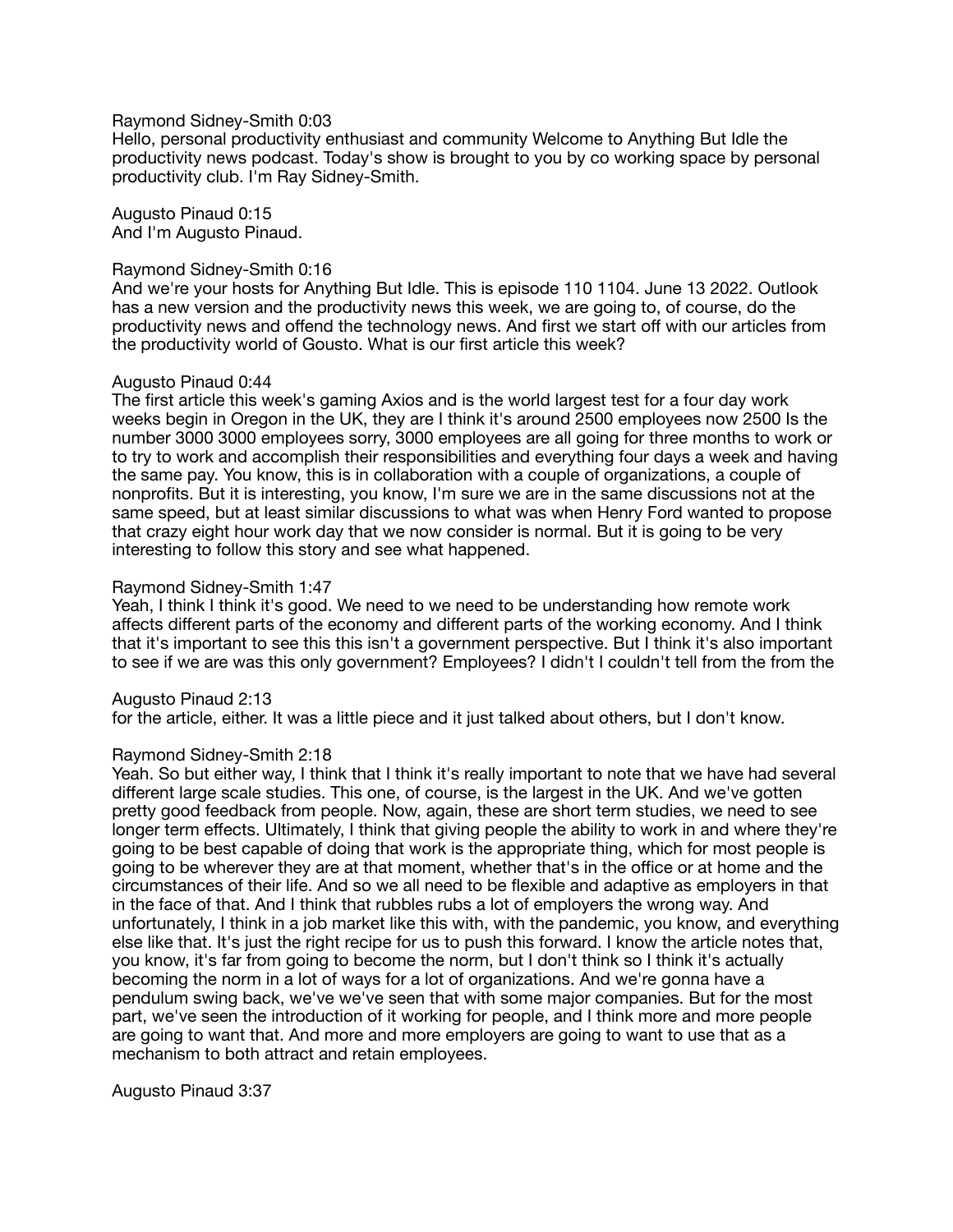Raymond Sidney-Smith 0:03
Hello, personal productivity enthusiast and community Welcome to Anything But Idle the productivity news podcast. Today's show is brought to you by co working space by personal productivity club. I'm Ray Sidney-Smith.

Augusto Pinaud 0:15
And I'm Augusto Pinaud.

Raymond Sidney-Smith 0:16
And we're your hosts for Anything But Idle. This is episode 110 1104. June 13 2022. Outlook has a new version and the productivity news this week, we are going to, of course, do the productivity news and offend the technology news. And first we start off with our articles from the productivity world of Gousto. What is our first article this week?

Augusto Pinaud 0:44
The first article this week's gaming Axios and is the world largest test for a four day work weeks begin in Oregon in the UK, they are I think it's around 2500 employees now 2500 Is the number 3000 3000 employees sorry, 3000 employees are all going for three months to work or to try to work and accomplish their responsibilities and everything four days a week and having the same pay. You know, this is in collaboration with a couple of organizations, a couple of nonprofits. But it is interesting, you know, I'm sure we are in the same discussions not at the same speed, but at least similar discussions to what was when Henry Ford wanted to propose that crazy eight hour work day that we now consider is normal. But it is going to be very interesting to follow this story and see what happened.

Raymond Sidney-Smith 1:47
Yeah, I think I think it's good. We need to we need to be understanding how remote work affects different parts of the economy and different parts of the working economy. And I think that it's important to see this this isn't a government perspective. But I think it's also important to see if we are was this only government? Employees? I didn't I couldn't tell from the from the

Augusto Pinaud 2:13
for the article, either. It was a little piece and it just talked about others, but I don't know.

Raymond Sidney-Smith 2:18
Yeah. So but either way, I think that I think it's really important to note that we have had several different large scale studies. This one, of course, is the largest in the UK. And we've gotten pretty good feedback from people. Now, again, these are short term studies, we need to see longer term effects. Ultimately, I think that giving people the ability to work in and where they're going to be best capable of doing that work is the appropriate thing, which for most people is going to be wherever they are at that moment, whether that's in the office or at home and the circumstances of their life. And so we all need to be flexible and adaptive as employers in that in the face of that. And I think that rubbles rubs a lot of employers the wrong way. And unfortunately, I think in a job market like this with, with the pandemic, you know, and everything else like that. It's just the right recipe for us to push this forward. I know the article notes that, you know, it's far from going to become the norm, but I don't think so I think it's actually becoming the norm in a lot of ways for a lot of organizations. And we're gonna have a pendulum swing back, we've we've seen that with some major companies. But for the most part, we've seen the introduction of it working for people, and I think more and more people are going to want that. And more and more employers are going to want to use that as a mechanism to both attract and retain employees.

Augusto Pinaud 3:37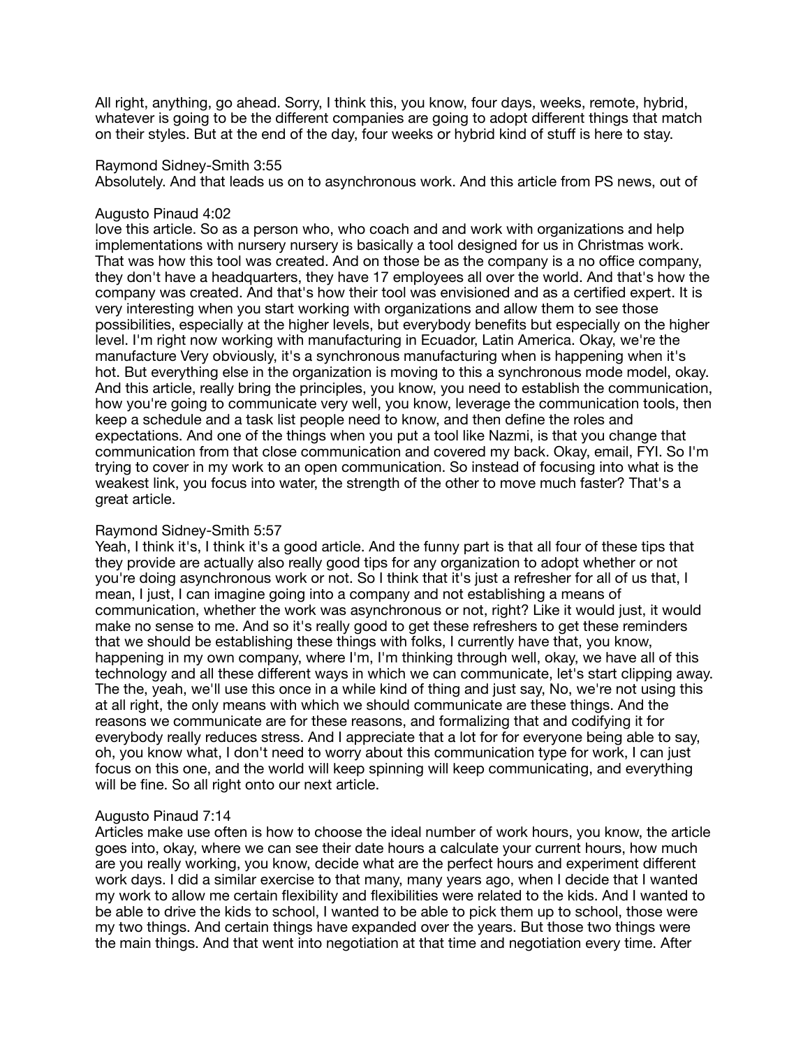All right, anything, go ahead. Sorry, I think this, you know, four days, weeks, remote, hybrid, whatever is going to be the different companies are going to adopt different things that match on their styles. But at the end of the day, four weeks or hybrid kind of stuff is here to stay.

Raymond Sidney-Smith 3:55
Absolutely. And that leads us on to asynchronous work. And this article from PS news, out of

Augusto Pinaud 4:02
love this article. So as a person who, who coach and and work with organizations and help implementations with nursery nursery is basically a tool designed for us in Christmas work. That was how this tool was created. And on those be as the company is a no office company, they don't have a headquarters, they have 17 employees all over the world. And that's how the company was created. And that's how their tool was envisioned and as a certified expert. It is very interesting when you start working with organizations and allow them to see those possibilities, especially at the higher levels, but everybody benefits but especially on the higher level. I'm right now working with manufacturing in Ecuador, Latin America. Okay, we're the manufacture Very obviously, it's a synchronous manufacturing when is happening when it's hot. But everything else in the organization is moving to this a synchronous mode model, okay. And this article, really bring the principles, you know, you need to establish the communication, how you're going to communicate very well, you know, leverage the communication tools, then keep a schedule and a task list people need to know, and then define the roles and expectations. And one of the things when you put a tool like Nazmi, is that you change that communication from that close communication and covered my back. Okay, email, FYI. So I'm trying to cover in my work to an open communication. So instead of focusing into what is the weakest link, you focus into water, the strength of the other to move much faster? That's a great article.

Raymond Sidney-Smith 5:57
Yeah, I think it's, I think it's a good article. And the funny part is that all four of these tips that they provide are actually also really good tips for any organization to adopt whether or not you're doing asynchronous work or not. So I think that it's just a refresher for all of us that, I mean, I just, I can imagine going into a company and not establishing a means of communication, whether the work was asynchronous or not, right? Like it would just, it would make no sense to me. And so it's really good to get these refreshers to get these reminders that we should be establishing these things with folks, I currently have that, you know, happening in my own company, where I'm, I'm thinking through well, okay, we have all of this technology and all these different ways in which we can communicate, let's start clipping away. The the, yeah, we'll use this once in a while kind of thing and just say, No, we're not using this at all right, the only means with which we should communicate are these things. And the reasons we communicate are for these reasons, and formalizing that and codifying it for everybody really reduces stress. And I appreciate that a lot for for everyone being able to say, oh, you know what, I don't need to worry about this communication type for work, I can just focus on this one, and the world will keep spinning will keep communicating, and everything will be fine. So all right onto our next article.

Augusto Pinaud 7:14
Articles make use often is how to choose the ideal number of work hours, you know, the article goes into, okay, where we can see their date hours a calculate your current hours, how much are you really working, you know, decide what are the perfect hours and experiment different work days. I did a similar exercise to that many, many years ago, when I decide that I wanted my work to allow me certain flexibility and flexibilities were related to the kids. And I wanted to be able to drive the kids to school, I wanted to be able to pick them up to school, those were my two things. And certain things have expanded over the years. But those two things were the main things. And that went into negotiation at that time and negotiation every time. After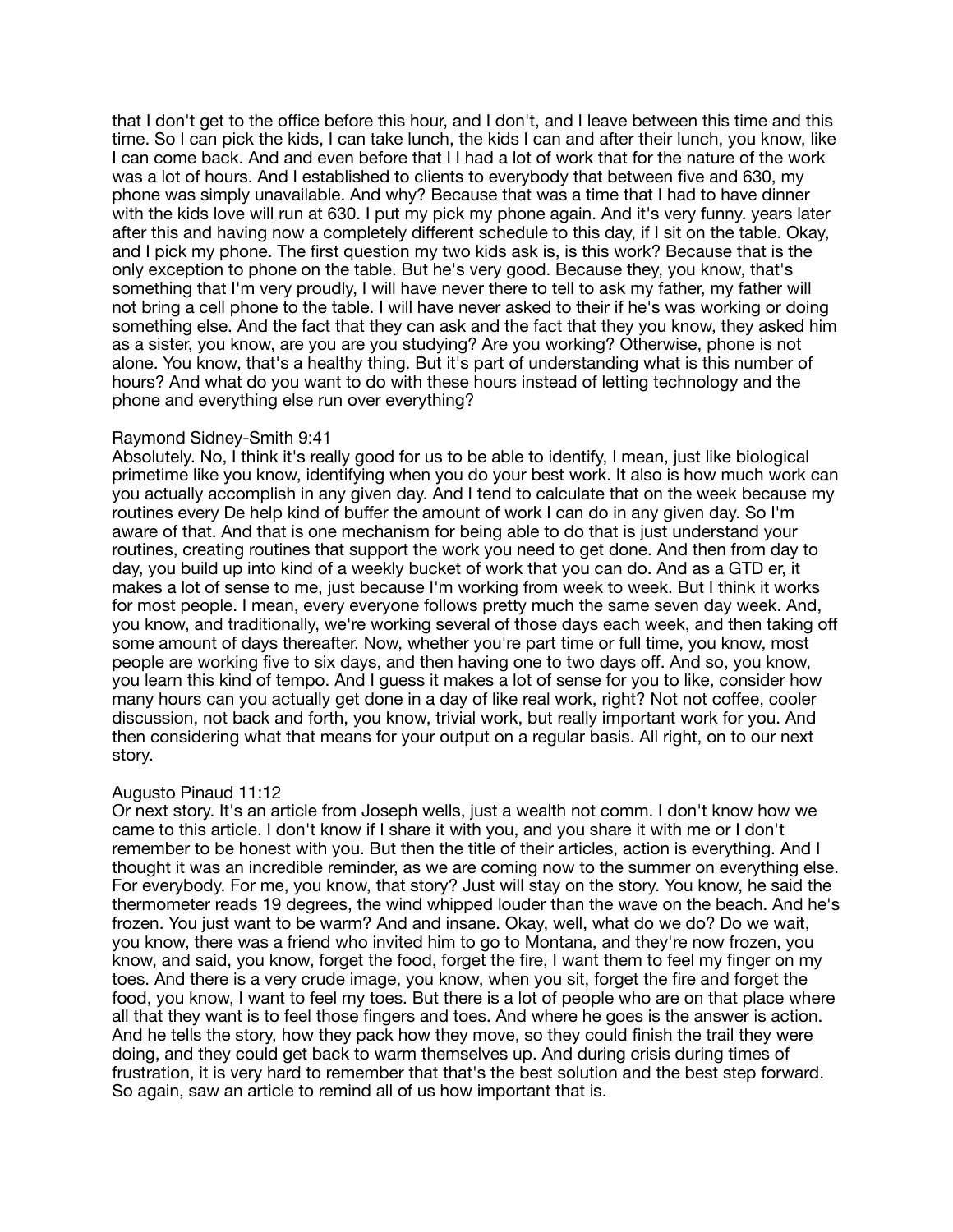that I don't get to the office before this hour, and I don't, and I leave between this time and this time. So I can pick the kids, I can take lunch, the kids I can and after their lunch, you know, like I can come back. And and even before that I I had a lot of work that for the nature of the work was a lot of hours. And I established to clients to everybody that between five and 630, my phone was simply unavailable. And why? Because that was a time that I had to have dinner with the kids love will run at 630. I put my pick my phone again. And it's very funny. years later after this and having now a completely different schedule to this day, if I sit on the table. Okay, and I pick my phone. The first question my two kids ask is, is this work? Because that is the only exception to phone on the table. But he's very good. Because they, you know, that's something that I'm very proudly, I will have never there to tell to ask my father, my father will not bring a cell phone to the table. I will have never asked to their if he's was working or doing something else. And the fact that they can ask and the fact that they you know, they asked him as a sister, you know, are you are you studying? Are you working? Otherwise, phone is not alone. You know, that's a healthy thing. But it's part of understanding what is this number of hours? And what do you want to do with these hours instead of letting technology and the phone and everything else run over everything?

Raymond Sidney-Smith 9:41
Absolutely. No, I think it's really good for us to be able to identify, I mean, just like biological primetime like you know, identifying when you do your best work. It also is how much work can you actually accomplish in any given day. And I tend to calculate that on the week because my routines every De help kind of buffer the amount of work I can do in any given day. So I'm aware of that. And that is one mechanism for being able to do that is just understand your routines, creating routines that support the work you need to get done. And then from day to day, you build up into kind of a weekly bucket of work that you can do. And as a GTD er, it makes a lot of sense to me, just because I'm working from week to week. But I think it works for most people. I mean, every everyone follows pretty much the same seven day week. And, you know, and traditionally, we're working several of those days each week, and then taking off some amount of days thereafter. Now, whether you're part time or full time, you know, most people are working five to six days, and then having one to two days off. And so, you know, you learn this kind of tempo. And I guess it makes a lot of sense for you to like, consider how many hours can you actually get done in a day of like real work, right? Not not coffee, cooler discussion, not back and forth, you know, trivial work, but really important work for you. And then considering what that means for your output on a regular basis. All right, on to our next story.

Augusto Pinaud 11:12
Or next story. It's an article from Joseph wells, just a wealth not comm. I don't know how we came to this article. I don't know if I share it with you, and you share it with me or I don't remember to be honest with you. But then the title of their articles, action is everything. And I thought it was an incredible reminder, as we are coming now to the summer on everything else. For everybody. For me, you know, that story? Just will stay on the story. You know, he said the thermometer reads 19 degrees, the wind whipped louder than the wave on the beach. And he's frozen. You just want to be warm? And and insane. Okay, well, what do we do? Do we wait, you know, there was a friend who invited him to go to Montana, and they're now frozen, you know, and said, you know, forget the food, forget the fire, I want them to feel my finger on my toes. And there is a very crude image, you know, when you sit, forget the fire and forget the food, you know, I want to feel my toes. But there is a lot of people who are on that place where all that they want is to feel those fingers and toes. And where he goes is the answer is action. And he tells the story, how they pack how they move, so they could finish the trail they were doing, and they could get back to warm themselves up. And during crisis during times of frustration, it is very hard to remember that that's the best solution and the best step forward. So again, saw an article to remind all of us how important that is.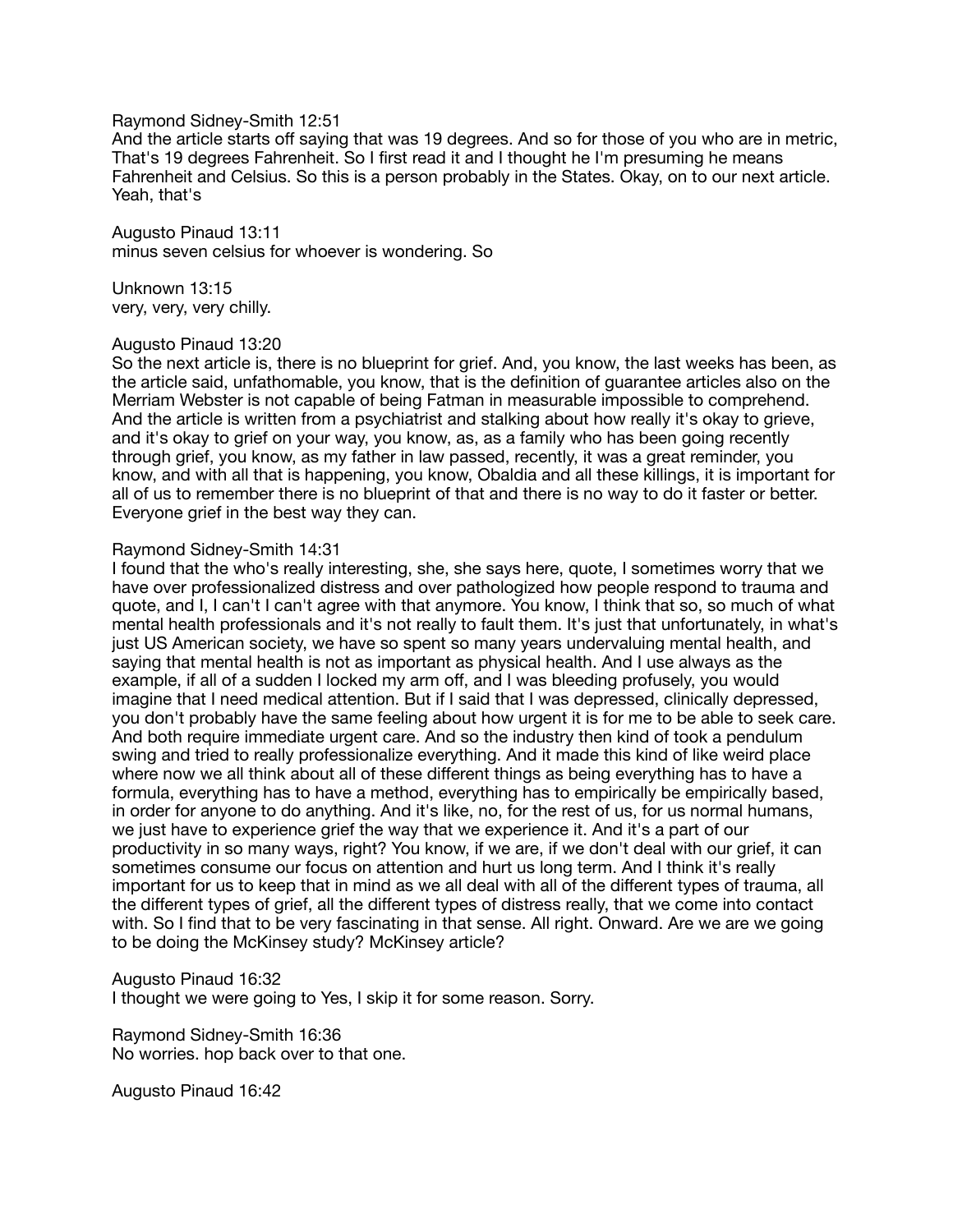Raymond Sidney-Smith 12:51
And the article starts off saying that was 19 degrees. And so for those of you who are in metric, That's 19 degrees Fahrenheit. So I first read it and I thought he I'm presuming he means Fahrenheit and Celsius. So this is a person probably in the States. Okay, on to our next article. Yeah, that's

Augusto Pinaud 13:11
minus seven celsius for whoever is wondering. So

Unknown 13:15
very, very, very chilly.

Augusto Pinaud 13:20
So the next article is, there is no blueprint for grief. And, you know, the last weeks has been, as the article said, unfathomable, you know, that is the definition of guarantee articles also on the Merriam Webster is not capable of being Fatman in measurable impossible to comprehend. And the article is written from a psychiatrist and stalking about how really it's okay to grieve, and it's okay to grief on your way, you know, as, as a family who has been going recently through grief, you know, as my father in law passed, recently, it was a great reminder, you know, and with all that is happening, you know, Obaldia and all these killings, it is important for all of us to remember there is no blueprint of that and there is no way to do it faster or better. Everyone grief in the best way they can.

Raymond Sidney-Smith 14:31
I found that the who's really interesting, she, she says here, quote, I sometimes worry that we have over professionalized distress and over pathologized how people respond to trauma and quote, and I, I can't I can't agree with that anymore. You know, I think that so, so much of what mental health professionals and it's not really to fault them. It's just that unfortunately, in what's just US American society, we have so spent so many years undervaluing mental health, and saying that mental health is not as important as physical health. And I use always as the example, if all of a sudden I locked my arm off, and I was bleeding profusely, you would imagine that I need medical attention. But if I said that I was depressed, clinically depressed, you don't probably have the same feeling about how urgent it is for me to be able to seek care. And both require immediate urgent care. And so the industry then kind of took a pendulum swing and tried to really professionalize everything. And it made this kind of like weird place where now we all think about all of these different things as being everything has to have a formula, everything has to have a method, everything has to empirically be empirically based, in order for anyone to do anything. And it's like, no, for the rest of us, for us normal humans, we just have to experience grief the way that we experience it. And it's a part of our productivity in so many ways, right? You know, if we are, if we don't deal with our grief, it can sometimes consume our focus on attention and hurt us long term. And I think it's really important for us to keep that in mind as we all deal with all of the different types of trauma, all the different types of grief, all the different types of distress really, that we come into contact with. So I find that to be very fascinating in that sense. All right. Onward. Are we are we going to be doing the McKinsey study? McKinsey article?

Augusto Pinaud 16:32
I thought we were going to Yes, I skip it for some reason. Sorry.

Raymond Sidney-Smith 16:36
No worries. hop back over to that one.

Augusto Pinaud 16:42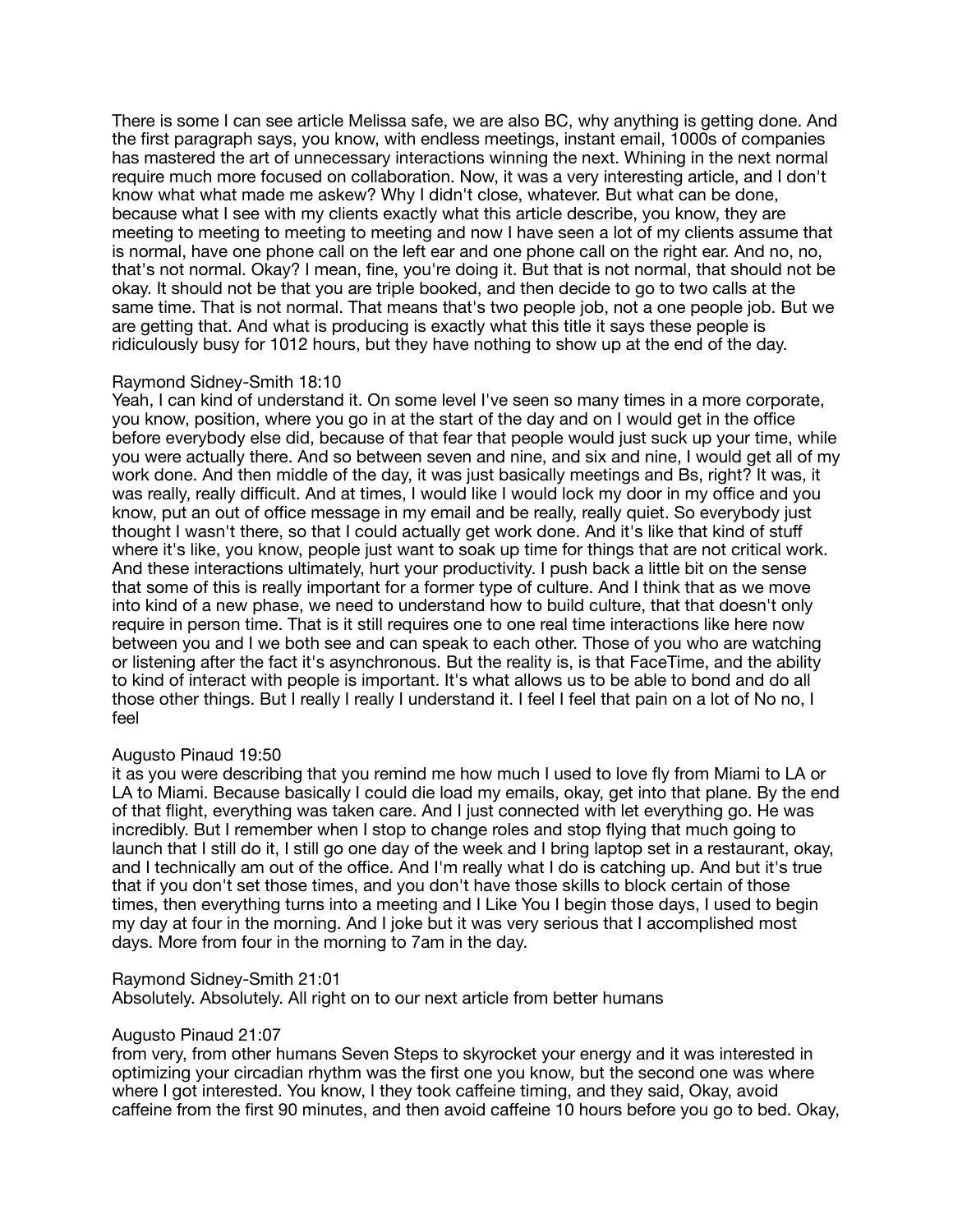There is some I can see article Melissa safe, we are also BC, why anything is getting done. And the first paragraph says, you know, with endless meetings, instant email, 1000s of companies has mastered the art of unnecessary interactions winning the next. Whining in the next normal require much more focused on collaboration. Now, it was a very interesting article, and I don't know what what made me askew? Why I didn't close, whatever. But what can be done, because what I see with my clients exactly what this article describe, you know, they are meeting to meeting to meeting to meeting and now I have seen a lot of my clients assume that is normal, have one phone call on the left ear and one phone call on the right ear. And no, no, that's not normal. Okay? I mean, fine, you're doing it. But that is not normal, that should not be okay. It should not be that you are triple booked, and then decide to go to two calls at the same time. That is not normal. That means that's two people job, not a one people job. But we are getting that. And what is producing is exactly what this title it says these people is ridiculously busy for 1012 hours, but they have nothing to show up at the end of the day.

Raymond Sidney-Smith 18:10
Yeah, I can kind of understand it. On some level I've seen so many times in a more corporate, you know, position, where you go in at the start of the day and on I would get in the office before everybody else did, because of that fear that people would just suck up your time, while you were actually there. And so between seven and nine, and six and nine, I would get all of my work done. And then middle of the day, it was just basically meetings and Bs, right? It was, it was really, really difficult. And at times, I would like I would lock my door in my office and you know, put an out of office message in my email and be really, really quiet. So everybody just thought I wasn't there, so that I could actually get work done. And it's like that kind of stuff where it's like, you know, people just want to soak up time for things that are not critical work. And these interactions ultimately, hurt your productivity. I push back a little bit on the sense that some of this is really important for a former type of culture. And I think that as we move into kind of a new phase, we need to understand how to build culture, that that doesn't only require in person time. That is it still requires one to one real time interactions like here now between you and I we both see and can speak to each other. Those of you who are watching or listening after the fact it's asynchronous. But the reality is, is that FaceTime, and the ability to kind of interact with people is important. It's what allows us to be able to bond and do all those other things. But I really I really I understand it. I feel I feel that pain on a lot of No no, I feel

Augusto Pinaud 19:50
it as you were describing that you remind me how much I used to love fly from Miami to LA or LA to Miami. Because basically I could die load my emails, okay, get into that plane. By the end of that flight, everything was taken care. And I just connected with let everything go. He was incredibly. But I remember when I stop to change roles and stop flying that much going to launch that I still do it, I still go one day of the week and I bring laptop set in a restaurant, okay, and I technically am out of the office. And I'm really what I do is catching up. And but it's true that if you don't set those times, and you don't have those skills to block certain of those times, then everything turns into a meeting and I Like You I begin those days, I used to begin my day at four in the morning. And I joke but it was very serious that I accomplished most days. More from four in the morning to 7am in the day.

Raymond Sidney-Smith 21:01
Absolutely. Absolutely. All right on to our next article from better humans

Augusto Pinaud 21:07
from very, from other humans Seven Steps to skyrocket your energy and it was interested in optimizing your circadian rhythm was the first one you know, but the second one was where where I got interested. You know, I they took caffeine timing, and they said, Okay, avoid caffeine from the first 90 minutes, and then avoid caffeine 10 hours before you go to bed. Okay,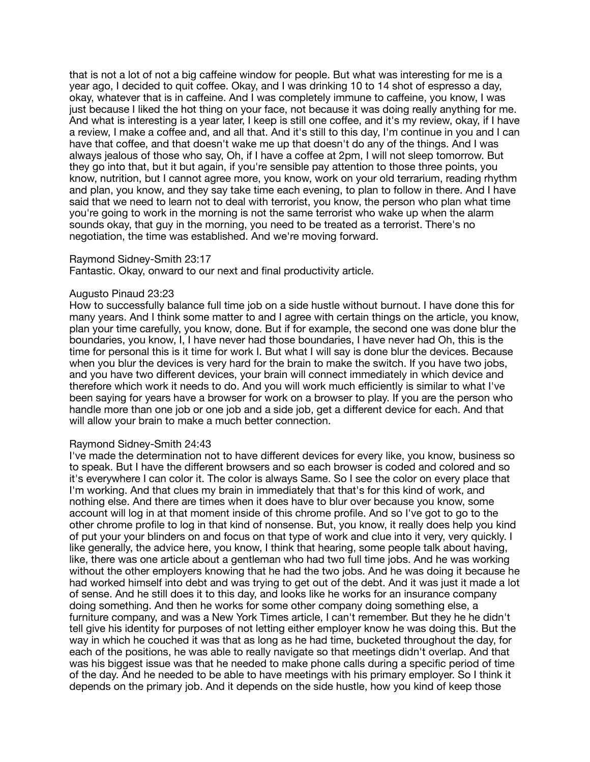that is not a lot of not a big caffeine window for people. But what was interesting for me is a year ago, I decided to quit coffee. Okay, and I was drinking 10 to 14 shot of espresso a day, okay, whatever that is in caffeine. And I was completely immune to caffeine, you know, I was just because I liked the hot thing on your face, not because it was doing really anything for me. And what is interesting is a year later, I keep is still one coffee, and it's my review, okay, if I have a review, I make a coffee and, and all that. And it's still to this day, I'm continue in you and I can have that coffee, and that doesn't wake me up that doesn't do any of the things. And I was always jealous of those who say, Oh, if I have a coffee at 2pm, I will not sleep tomorrow. But they go into that, but it but again, if you're sensible pay attention to those three points, you know, nutrition, but I cannot agree more, you know, work on your old terrarium, reading rhythm and plan, you know, and they say take time each evening, to plan to follow in there. And I have said that we need to learn not to deal with terrorist, you know, the person who plan what time you're going to work in the morning is not the same terrorist who wake up when the alarm sounds okay, that guy in the morning, you need to be treated as a terrorist. There's no negotiation, the time was established. And we're moving forward.

Raymond Sidney-Smith 23:17
Fantastic. Okay, onward to our next and final productivity article.

Augusto Pinaud 23:23
How to successfully balance full time job on a side hustle without burnout. I have done this for many years. And I think some matter to and I agree with certain things on the article, you know, plan your time carefully, you know, done. But if for example, the second one was done blur the boundaries, you know, I, I have never had those boundaries, I have never had Oh, this is the time for personal this is it time for work I. But what I will say is done blur the devices. Because when you blur the devices is very hard for the brain to make the switch. If you have two jobs, and you have two different devices, your brain will connect immediately in which device and therefore which work it needs to do. And you will work much efficiently is similar to what I've been saying for years have a browser for work on a browser to play. If you are the person who handle more than one job or one job and a side job, get a different device for each. And that will allow your brain to make a much better connection.

Raymond Sidney-Smith 24:43
I've made the determination not to have different devices for every like, you know, business so to speak. But I have the different browsers and so each browser is coded and colored and so it's everywhere I can color it. The color is always Same. So I see the color on every place that I'm working. And that clues my brain in immediately that that's for this kind of work, and nothing else. And there are times when it does have to blur over because you know, some account will log in at that moment inside of this chrome profile. And so I've got to go to the other chrome profile to log in that kind of nonsense. But, you know, it really does help you kind of put your your blinders on and focus on that type of work and clue into it very, very quickly. I like generally, the advice here, you know, I think that hearing, some people talk about having, like, there was one article about a gentleman who had two full time jobs. And he was working without the other employers knowing that he had the two jobs. And he was doing it because he had worked himself into debt and was trying to get out of the debt. And it was just it made a lot of sense. And he still does it to this day, and looks like he works for an insurance company doing something. And then he works for some other company doing something else, a furniture company, and was a New York Times article, I can't remember. But they he he didn't tell give his identity for purposes of not letting either employer know he was doing this. But the way in which he couched it was that as long as he had time, bucketed throughout the day, for each of the positions, he was able to really navigate so that meetings didn't overlap. And that was his biggest issue was that he needed to make phone calls during a specific period of time of the day. And he needed to be able to have meetings with his primary employer. So I think it depends on the primary job. And it depends on the side hustle, how you kind of keep those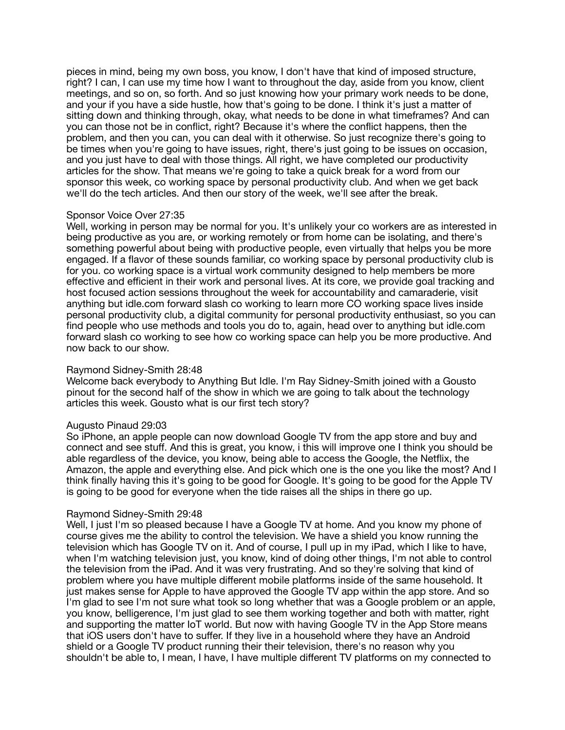pieces in mind, being my own boss, you know, I don't have that kind of imposed structure, right? I can, I can use my time how I want to throughout the day, aside from you know, client meetings, and so on, so forth. And so just knowing how your primary work needs to be done, and your if you have a side hustle, how that's going to be done. I think it's just a matter of sitting down and thinking through, okay, what needs to be done in what timeframes? And can you can those not be in conflict, right? Because it's where the conflict happens, then the problem, and then you can, you can deal with it otherwise. So just recognize there's going to be times when you're going to have issues, right, there's just going to be issues on occasion, and you just have to deal with those things. All right, we have completed our productivity articles for the show. That means we're going to take a quick break for a word from our sponsor this week, co working space by personal productivity club. And when we get back we'll do the tech articles. And then our story of the week, we'll see after the break.

Sponsor Voice Over 27:35
Well, working in person may be normal for you. It's unlikely your co workers are as interested in being productive as you are, or working remotely or from home can be isolating, and there's something powerful about being with productive people, even virtually that helps you be more engaged. If a flavor of these sounds familiar, co working space by personal productivity club is for you. co working space is a virtual work community designed to help members be more effective and efficient in their work and personal lives. At its core, we provide goal tracking and host focused action sessions throughout the week for accountability and camaraderie, visit anything but idle.com forward slash co working to learn more CO working space lives inside personal productivity club, a digital community for personal productivity enthusiast, so you can find people who use methods and tools you do to, again, head over to anything but idle.com forward slash co working to see how co working space can help you be more productive. And now back to our show.

Raymond Sidney-Smith 28:48
Welcome back everybody to Anything But Idle. I'm Ray Sidney-Smith joined with a Gousto pinout for the second half of the show in which we are going to talk about the technology articles this week. Gousto what is our first tech story?

Augusto Pinaud 29:03
So iPhone, an apple people can now download Google TV from the app store and buy and connect and see stuff. And this is great, you know, i this will improve one I think you should be able regardless of the device, you know, being able to access the Google, the Netflix, the Amazon, the apple and everything else. And pick which one is the one you like the most? And I think finally having this it's going to be good for Google. It's going to be good for the Apple TV is going to be good for everyone when the tide raises all the ships in there go up.

Raymond Sidney-Smith 29:48
Well, I just I'm so pleased because I have a Google TV at home. And you know my phone of course gives me the ability to control the television. We have a shield you know running the television which has Google TV on it. And of course, I pull up in my iPad, which I like to have, when I'm watching television just, you know, kind of doing other things, I'm not able to control the television from the iPad. And it was very frustrating. And so they're solving that kind of problem where you have multiple different mobile platforms inside of the same household. It just makes sense for Apple to have approved the Google TV app within the app store. And so I'm glad to see I'm not sure what took so long whether that was a Google problem or an apple, you know, belligerence, I'm just glad to see them working together and both with matter, right and supporting the matter IoT world. But now with having Google TV in the App Store means that iOS users don't have to suffer. If they live in a household where they have an Android shield or a Google TV product running their their television, there's no reason why you shouldn't be able to, I mean, I have, I have multiple different TV platforms on my connected to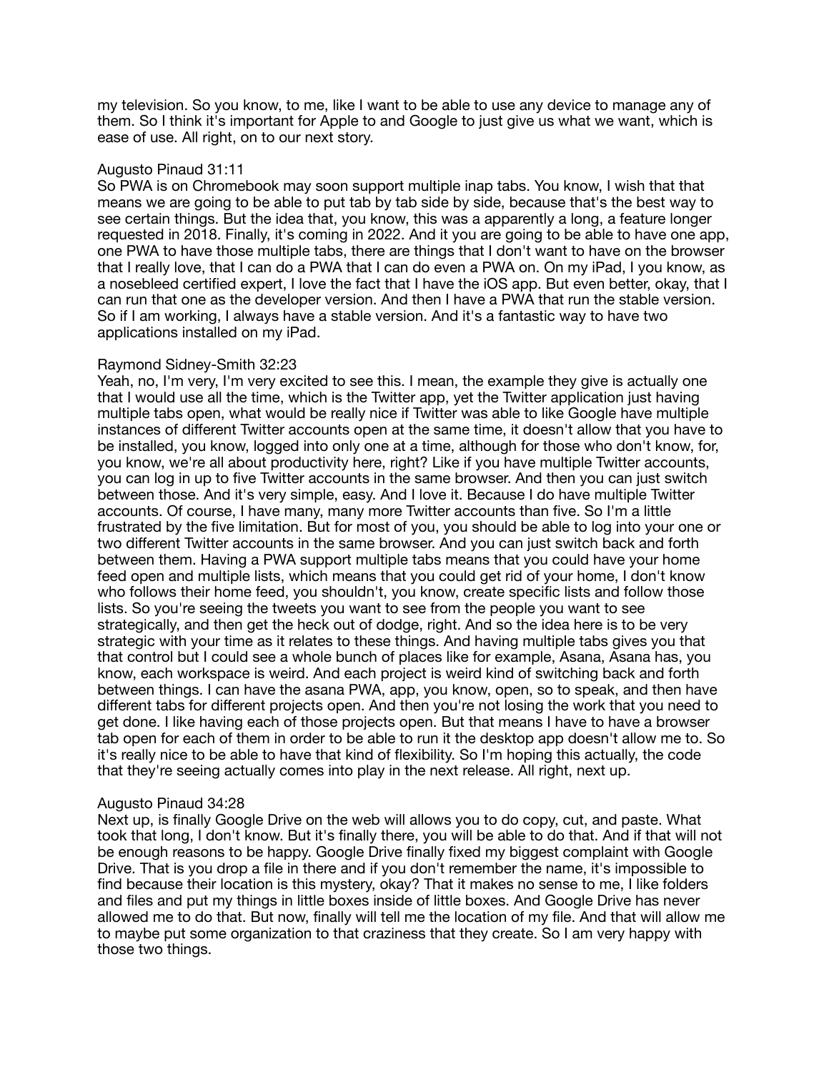my television. So you know, to me, like I want to be able to use any device to manage any of them. So I think it's important for Apple to and Google to just give us what we want, which is ease of use. All right, on to our next story.

Augusto Pinaud 31:11
So PWA is on Chromebook may soon support multiple inap tabs. You know, I wish that that means we are going to be able to put tab by tab side by side, because that's the best way to see certain things. But the idea that, you know, this was a apparently long, a feature longer requested in 2018. Finally, it's coming in 2022. And it you are going to be able to have one app, one PWA to have those multiple tabs, there are things that I don't want to have on the browser that I really love, that I can do a PWA that I can do even a PWA on. On my iPad, I you know, as a nosebleed certified expert, I love the fact that I have the iOS app. But even better, okay, that I can run that one as the developer version. And then I have a PWA that run the stable version. So if I am working, I always have a stable version. And it's a fantastic way to have two applications installed on my iPad.

Raymond Sidney-Smith 32:23
Yeah, no, I'm very, I'm very excited to see this. I mean, the example they give is actually one that I would use all the time, which is the Twitter app, yet the Twitter application just having multiple tabs open, what would be really nice if Twitter was able to like Google have multiple instances of different Twitter accounts open at the same time, it doesn't allow that you have to be installed, you know, logged into only one at a time, although for those who don't know, for, you know, we're all about productivity here, right? Like if you have multiple Twitter accounts, you can log in up to five Twitter accounts in the same browser. And then you can just switch between those. And it's very simple, easy. And I love it. Because I do have multiple Twitter accounts. Of course, I have many, many more Twitter accounts than five. So I'm a little frustrated by the five limitation. But for most of you, you should be able to log into your one or two different Twitter accounts in the same browser. And you can just switch back and forth between them. Having a PWA support multiple tabs means that you could have your home feed open and multiple lists, which means that you could get rid of your home, I don't know who follows their home feed, you shouldn't, you know, create specific lists and follow those lists. So you're seeing the tweets you want to see from the people you want to see strategically, and then get the heck out of dodge, right. And so the idea here is to be very strategic with your time as it relates to these things. And having multiple tabs gives you that that control but I could see a whole bunch of places like for example, Asana, Asana has, you know, each workspace is weird. And each project is weird kind of switching back and forth between things. I can have the asana PWA, app, you know, open, so to speak, and then have different tabs for different projects open. And then you're not losing the work that you need to get done. I like having each of those projects open. But that means I have to have a browser tab open for each of them in order to be able to run it the desktop app doesn't allow me to. So it's really nice to be able to have that kind of flexibility. So I'm hoping this actually, the code that they're seeing actually comes into play in the next release. All right, next up.

Augusto Pinaud 34:28
Next up, is finally Google Drive on the web will allows you to do copy, cut, and paste. What took that long, I don't know. But it's finally there, you will be able to do that. And if that will not be enough reasons to be happy. Google Drive finally fixed my biggest complaint with Google Drive. That is you drop a file in there and if you don't remember the name, it's impossible to find because their location is this mystery, okay? That it makes no sense to me, I like folders and files and put my things in little boxes inside of little boxes. And Google Drive has never allowed me to do that. But now, finally will tell me the location of my file. And that will allow me to maybe put some organization to that craziness that they create. So I am very happy with those two things.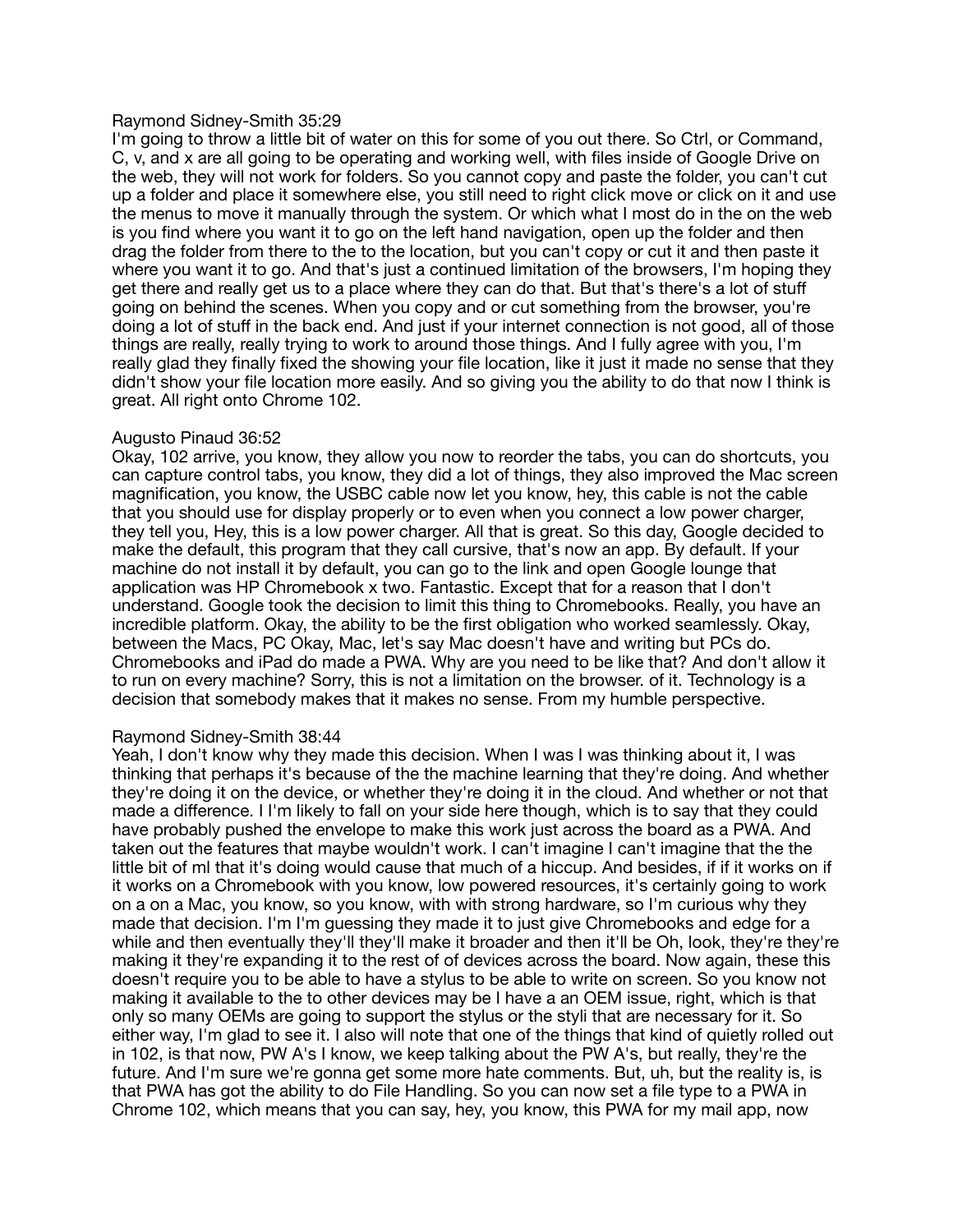Raymond Sidney-Smith 35:29
I'm going to throw a little bit of water on this for some of you out there. So Ctrl, or Command, C, v, and x are all going to be operating and working well, with files inside of Google Drive on the web, they will not work for folders. So you cannot copy and paste the folder, you can't cut up a folder and place it somewhere else, you still need to right click move or click on it and use the menus to move it manually through the system. Or which what I most do in the on the web is you find where you want it to go on the left hand navigation, open up the folder and then drag the folder from there to the to the location, but you can't copy or cut it and then paste it where you want it to go. And that's just a continued limitation of the browsers, I'm hoping they get there and really get us to a place where they can do that. But that's there's a lot of stuff going on behind the scenes. When you copy and or cut something from the browser, you're doing a lot of stuff in the back end. And just if your internet connection is not good, all of those things are really, really trying to work to around those things. And I fully agree with you, I'm really glad they finally fixed the showing your file location, like it just it made no sense that they didn't show your file location more easily. And so giving you the ability to do that now I think is great. All right onto Chrome 102.

Augusto Pinaud 36:52
Okay, 102 arrive, you know, they allow you now to reorder the tabs, you can do shortcuts, you can capture control tabs, you know, they did a lot of things, they also improved the Mac screen magnification, you know, the USBC cable now let you know, hey, this cable is not the cable that you should use for display properly or to even when you connect a low power charger, they tell you, Hey, this is a low power charger. All that is great. So this day, Google decided to make the default, this program that they call cursive, that's now an app. By default. If your machine do not install it by default, you can go to the link and open Google lounge that application was HP Chromebook x two. Fantastic. Except that for a reason that I don't understand. Google took the decision to limit this thing to Chromebooks. Really, you have an incredible platform. Okay, the ability to be the first obligation who worked seamlessly. Okay, between the Macs, PC Okay, Mac, let's say Mac doesn't have and writing but PCs do. Chromebooks and iPad do made a PWA. Why are you need to be like that? And don't allow it to run on every machine? Sorry, this is not a limitation on the browser. of it. Technology is a decision that somebody makes that it makes no sense. From my humble perspective.

Raymond Sidney-Smith 38:44
Yeah, I don't know why they made this decision. When I was I was thinking about it, I was thinking that perhaps it's because of the the machine learning that they're doing. And whether they're doing it on the device, or whether they're doing it in the cloud. And whether or not that made a difference. I I'm likely to fall on your side here though, which is to say that they could have probably pushed the envelope to make this work just across the board as a PWA. And taken out the features that maybe wouldn't work. I can't imagine I can't imagine that the the little bit of ml that it's doing would cause that much of a hiccup. And besides, if if it works on if it works on a Chromebook with you know, low powered resources, it's certainly going to work on a on a Mac, you know, so you know, with with strong hardware, so I'm curious why they made that decision. I'm I'm guessing they made it to just give Chromebooks and edge for a while and then eventually they'll they'll make it broader and then it'll be Oh, look, they're they're making it they're expanding it to the rest of of devices across the board. Now again, these this doesn't require you to be able to have a stylus to be able to write on screen. So you know not making it available to the to other devices may be I have a an OEM issue, right, which is that only so many OEMs are going to support the stylus or the styli that are necessary for it. So either way, I'm glad to see it. I also will note that one of the things that kind of quietly rolled out in 102, is that now, PW A's I know, we keep talking about the PW A's, but really, they're the future. And I'm sure we're gonna get some more hate comments. But, uh, but the reality is, is that PWA has got the ability to do File Handling. So you can now set a file type to a PWA in Chrome 102, which means that you can say, hey, you know, this PWA for my mail app, now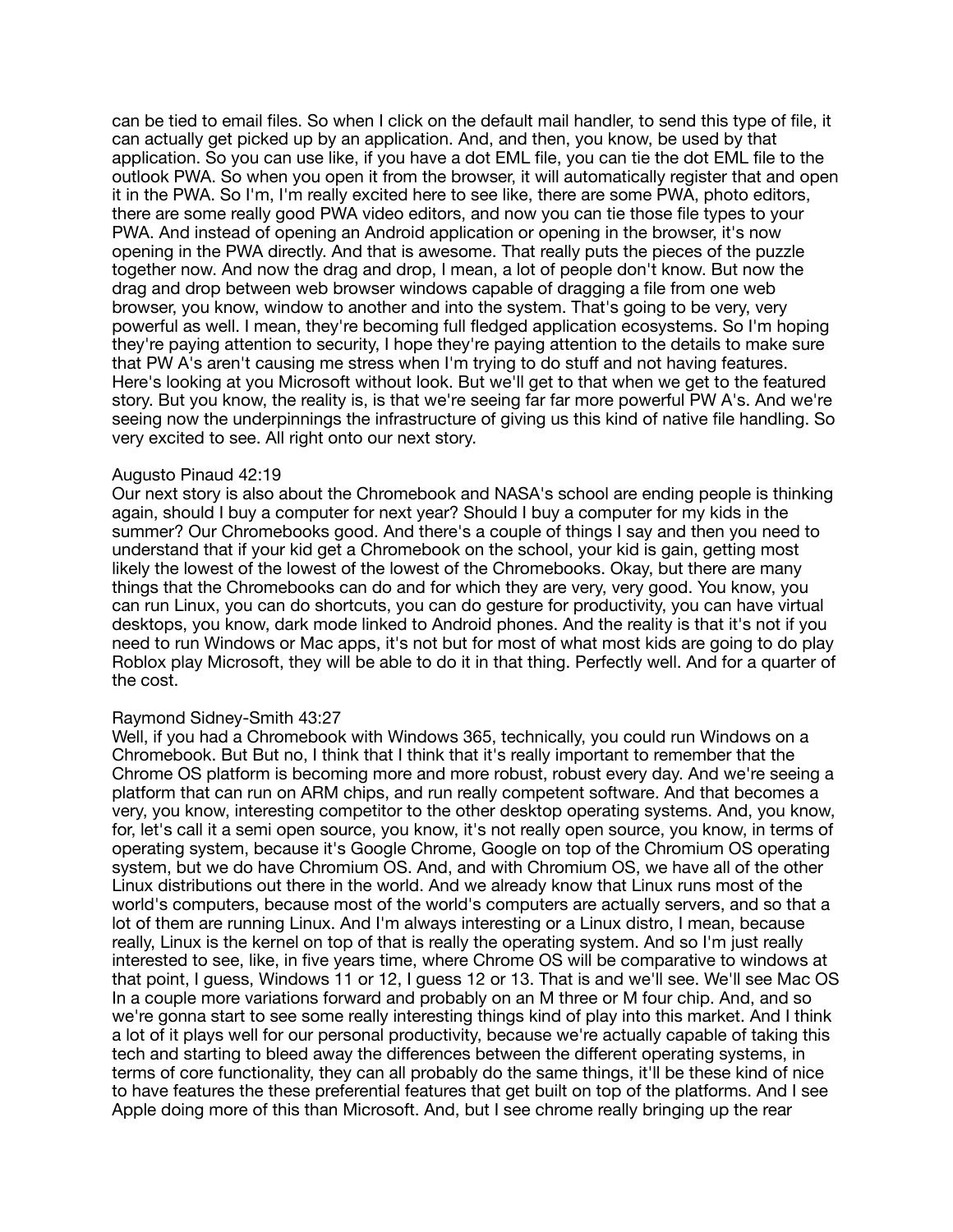can be tied to email files. So when I click on the default mail handler, to send this type of file, it can actually get picked up by an application. And, and then, you know, be used by that application. So you can use like, if you have a dot EML file, you can tie the dot EML file to the outlook PWA. So when you open it from the browser, it will automatically register that and open it in the PWA. So I'm, I'm really excited here to see like, there are some PWA, photo editors, there are some really good PWA video editors, and now you can tie those file types to your PWA. And instead of opening an Android application or opening in the browser, it's now opening in the PWA directly. And that is awesome. That really puts the pieces of the puzzle together now. And now the drag and drop, I mean, a lot of people don't know. But now the drag and drop between web browser windows capable of dragging a file from one web browser, you know, window to another and into the system. That's going to be very, very powerful as well. I mean, they're becoming full fledged application ecosystems. So I'm hoping they're paying attention to security, I hope they're paying attention to the details to make sure that PW A's aren't causing me stress when I'm trying to do stuff and not having features. Here's looking at you Microsoft without look. But we'll get to that when we get to the featured story. But you know, the reality is, is that we're seeing far far more powerful PW A's. And we're seeing now the underpinnings the infrastructure of giving us this kind of native file handling. So very excited to see. All right onto our next story.

Augusto Pinaud 42:19
Our next story is also about the Chromebook and NASA's school are ending people is thinking again, should I buy a computer for next year? Should I buy a computer for my kids in the summer? Our Chromebooks good. And there's a couple of things I say and then you need to understand that if your kid get a Chromebook on the school, your kid is gain, getting most likely the lowest of the lowest of the lowest of the Chromebooks. Okay, but there are many things that the Chromebooks can do and for which they are very, very good. You know, you can run Linux, you can do shortcuts, you can do gesture for productivity, you can have virtual desktops, you know, dark mode linked to Android phones. And the reality is that it's not if you need to run Windows or Mac apps, it's not but for most of what most kids are going to do play Roblox play Microsoft, they will be able to do it in that thing. Perfectly well. And for a quarter of the cost.

Raymond Sidney-Smith 43:27
Well, if you had a Chromebook with Windows 365, technically, you could run Windows on a Chromebook. But But no, I think that I think that it's really important to remember that the Chrome OS platform is becoming more and more robust, robust every day. And we're seeing a platform that can run on ARM chips, and run really competent software. And that becomes a very, you know, interesting competitor to the other desktop operating systems. And, you know, for, let's call it a semi open source, you know, it's not really open source, you know, in terms of operating system, because it's Google Chrome, Google on top of the Chromium OS operating system, but we do have Chromium OS. And, and with Chromium OS, we have all of the other Linux distributions out there in the world. And we already know that Linux runs most of the world's computers, because most of the world's computers are actually servers, and so that a lot of them are running Linux. And I'm always interesting or a Linux distro, I mean, because really, Linux is the kernel on top of that is really the operating system. And so I'm just really interested to see, like, in five years time, where Chrome OS will be comparative to windows at that point, I guess, Windows 11 or 12, I guess 12 or 13. That is and we'll see. We'll see Mac OS In a couple more variations forward and probably on an M three or M four chip. And, and so we're gonna start to see some really interesting things kind of play into this market. And I think a lot of it plays well for our personal productivity, because we're actually capable of taking this tech and starting to bleed away the differences between the different operating systems, in terms of core functionality, they can all probably do the same things, it'll be these kind of nice to have features the these preferential features that get built on top of the platforms. And I see Apple doing more of this than Microsoft. And, but I see chrome really bringing up the rear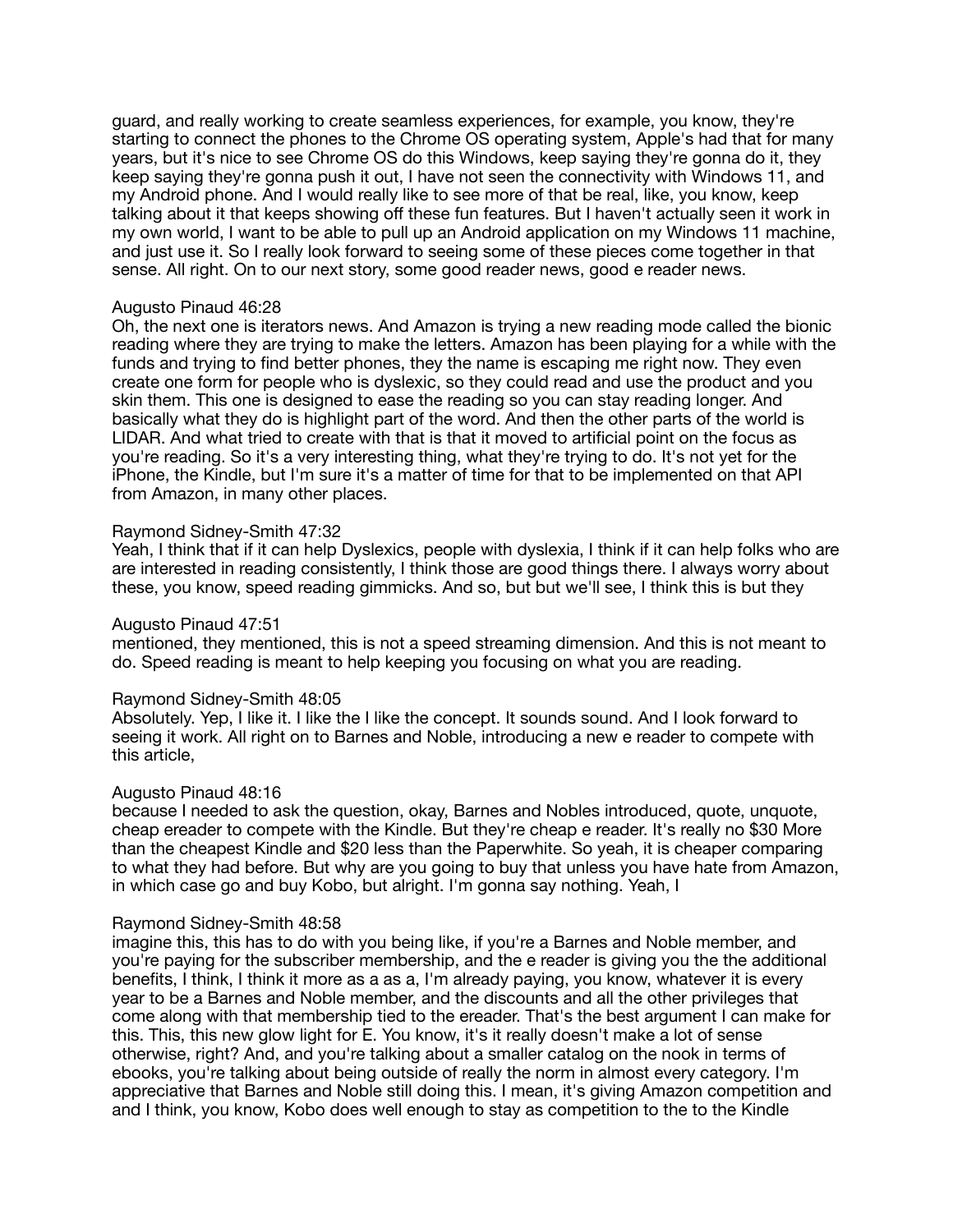guard, and really working to create seamless experiences, for example, you know, they're starting to connect the phones to the Chrome OS operating system, Apple's had that for many years, but it's nice to see Chrome OS do this Windows, keep saying they're gonna do it, they keep saying they're gonna push it out, I have not seen the connectivity with Windows 11, and my Android phone. And I would really like to see more of that be real, like, you know, keep talking about it that keeps showing off these fun features. But I haven't actually seen it work in my own world, I want to be able to pull up an Android application on my Windows 11 machine, and just use it. So I really look forward to seeing some of these pieces come together in that sense. All right. On to our next story, some good reader news, good e reader news.

Augusto Pinaud 46:28
Oh, the next one is iterators news. And Amazon is trying a new reading mode called the bionic reading where they are trying to make the letters. Amazon has been playing for a while with the funds and trying to find better phones, they the name is escaping me right now. They even create one form for people who is dyslexic, so they could read and use the product and you skin them. This one is designed to ease the reading so you can stay reading longer. And basically what they do is highlight part of the word. And then the other parts of the world is LIDAR. And what tried to create with that is that it moved to artificial point on the focus as you're reading. So it's a very interesting thing, what they're trying to do. It's not yet for the iPhone, the Kindle, but I'm sure it's a matter of time for that to be implemented on that API from Amazon, in many other places.

Raymond Sidney-Smith 47:32
Yeah, I think that if it can help Dyslexics, people with dyslexia, I think if it can help folks who are are interested in reading consistently, I think those are good things there. I always worry about these, you know, speed reading gimmicks. And so, but but we'll see, I think this is but they

Augusto Pinaud 47:51
mentioned, they mentioned, this is not a speed streaming dimension. And this is not meant to do. Speed reading is meant to help keeping you focusing on what you are reading.

Raymond Sidney-Smith 48:05
Absolutely. Yep, I like it. I like the I like the concept. It sounds sound. And I look forward to seeing it work. All right on to Barnes and Noble, introducing a new e reader to compete with this article,

Augusto Pinaud 48:16
because I needed to ask the question, okay, Barnes and Nobles introduced, quote, unquote, cheap ereader to compete with the Kindle. But they're cheap e reader. It's really no $30 More than the cheapest Kindle and $20 less than the Paperwhite. So yeah, it is cheaper comparing to what they had before. But why are you going to buy that unless you have hate from Amazon, in which case go and buy Kobo, but alright. I'm gonna say nothing. Yeah, I

Raymond Sidney-Smith 48:58
imagine this, this has to do with you being like, if you're a Barnes and Noble member, and you're paying for the subscriber membership, and the e reader is giving you the the additional benefits, I think, I think it more as a as a, I'm already paying, you know, whatever it is every year to be a Barnes and Noble member, and the discounts and all the other privileges that come along with that membership tied to the ereader. That's the best argument I can make for this. This, this new glow light for E. You know, it's it really doesn't make a lot of sense otherwise, right? And, and you're talking about a smaller catalog on the nook in terms of ebooks, you're talking about being outside of really the norm in almost every category. I'm appreciative that Barnes and Noble still doing this. I mean, it's giving Amazon competition and and I think, you know, Kobo does well enough to stay as competition to the to the Kindle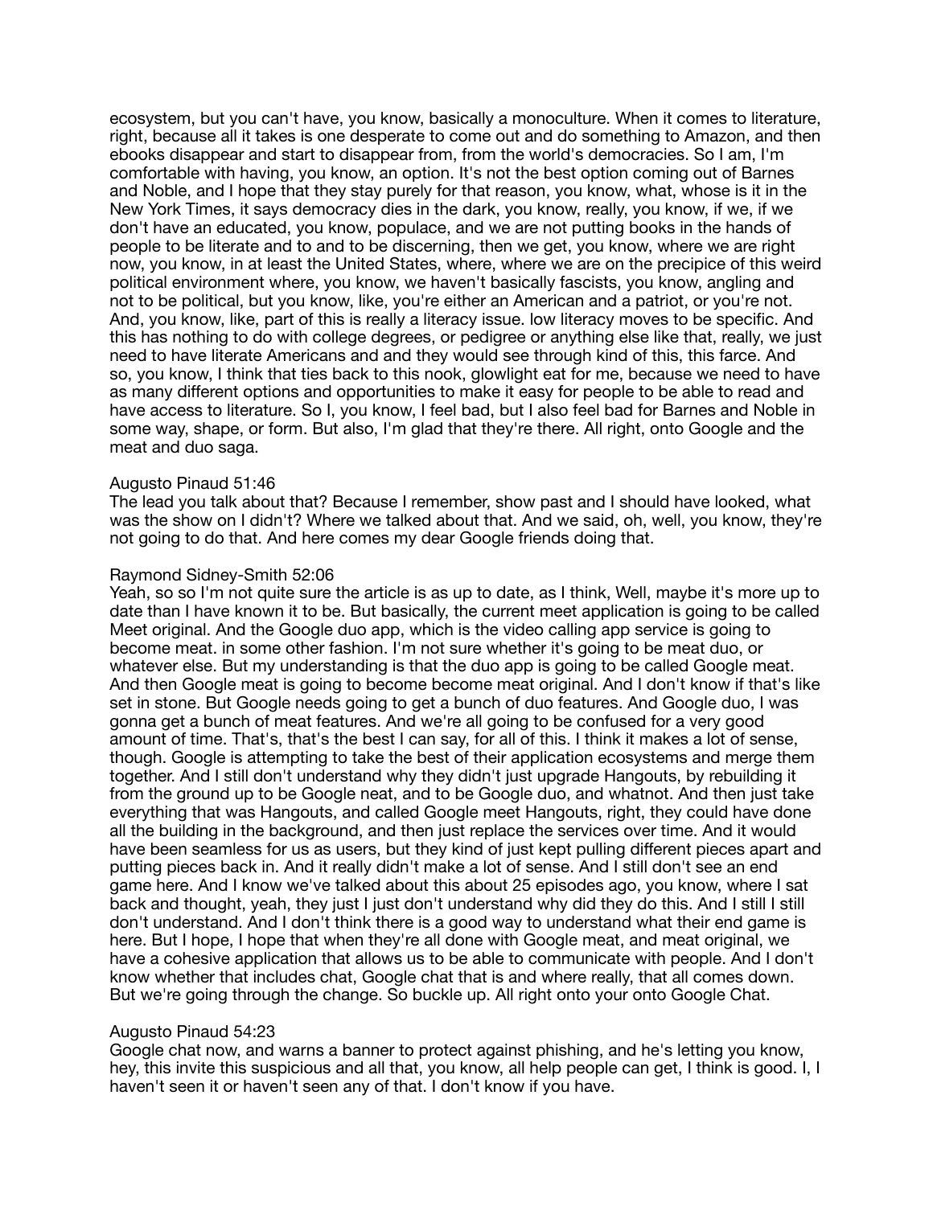ecosystem, but you can't have, you know, basically a monoculture. When it comes to literature, right, because all it takes is one desperate to come out and do something to Amazon, and then ebooks disappear and start to disappear from, from the world's democracies. So I am, I'm comfortable with having, you know, an option. It's not the best option coming out of Barnes and Noble, and I hope that they stay purely for that reason, you know, what, whose is it in the New York Times, it says democracy dies in the dark, you know, really, you know, if we, if we don't have an educated, you know, populace, and we are not putting books in the hands of people to be literate and to and to be discerning, then we get, you know, where we are right now, you know, in at least the United States, where, where we are on the precipice of this weird political environment where, you know, we haven't basically fascists, you know, angling and not to be political, but you know, like, you're either an American and a patriot, or you're not. And, you know, like, part of this is really a literacy issue. low literacy moves to be specific. And this has nothing to do with college degrees, or pedigree or anything else like that, really, we just need to have literate Americans and and they would see through kind of this, this farce. And so, you know, I think that ties back to this nook, glowlight eat for me, because we need to have as many different options and opportunities to make it easy for people to be able to read and have access to literature. So I, you know, I feel bad, but I also feel bad for Barnes and Noble in some way, shape, or form. But also, I'm glad that they're there. All right, onto Google and the meat and duo saga.

Augusto Pinaud 51:46

The lead you talk about that? Because I remember, show past and I should have looked, what was the show on I didn't? Where we talked about that. And we said, oh, well, you know, they're not going to do that. And here comes my dear Google friends doing that.

Raymond Sidney-Smith 52:06

Yeah, so so I'm not quite sure the article is as up to date, as I think, Well, maybe it's more up to date than I have known it to be. But basically, the current meet application is going to be called Meet original. And the Google duo app, which is the video calling app service is going to become meat. in some other fashion. I'm not sure whether it's going to be meat duo, or whatever else. But my understanding is that the duo app is going to be called Google meat. And then Google meat is going to become become meat original. And I don't know if that's like set in stone. But Google needs going to get a bunch of duo features. And Google duo, I was gonna get a bunch of meat features. And we're all going to be confused for a very good amount of time. That's, that's the best I can say, for all of this. I think it makes a lot of sense, though. Google is attempting to take the best of their application ecosystems and merge them together. And I still don't understand why they didn't just upgrade Hangouts, by rebuilding it from the ground up to be Google neat, and to be Google duo, and whatnot. And then just take everything that was Hangouts, and called Google meet Hangouts, right, they could have done all the building in the background, and then just replace the services over time. And it would have been seamless for us as users, but they kind of just kept pulling different pieces apart and putting pieces back in. And it really didn't make a lot of sense. And I still don't see an end game here. And I know we've talked about this about 25 episodes ago, you know, where I sat back and thought, yeah, they just I just don't understand why did they do this. And I still I still don't understand. And I don't think there is a good way to understand what their end game is here. But I hope, I hope that when they're all done with Google meat, and meat original, we have a cohesive application that allows us to be able to communicate with people. And I don't know whether that includes chat, Google chat that is and where really, that all comes down. But we're going through the change. So buckle up. All right onto your onto Google Chat.

Augusto Pinaud 54:23

Google chat now, and warns a banner to protect against phishing, and he's letting you know, hey, this invite this suspicious and all that, you know, all help people can get, I think is good. I, I haven't seen it or haven't seen any of that. I don't know if you have.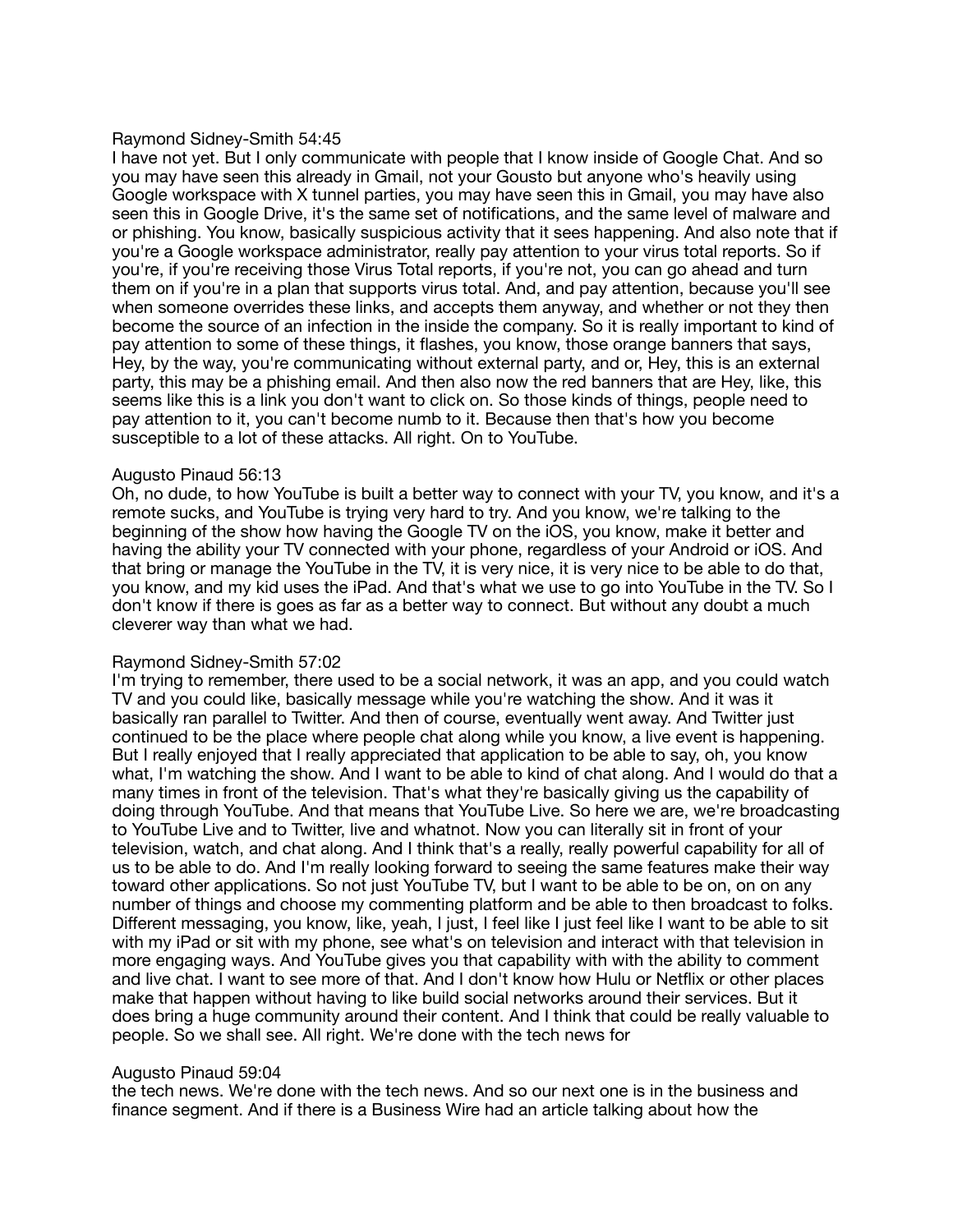Raymond Sidney-Smith 54:45
I have not yet. But I only communicate with people that I know inside of Google Chat. And so you may have seen this already in Gmail, not your Gousto but anyone who's heavily using Google workspace with X tunnel parties, you may have seen this in Gmail, you may have also seen this in Google Drive, it's the same set of notifications, and the same level of malware and or phishing. You know, basically suspicious activity that it sees happening. And also note that if you're a Google workspace administrator, really pay attention to your virus total reports. So if you're, if you're receiving those Virus Total reports, if you're not, you can go ahead and turn them on if you're in a plan that supports virus total. And, and pay attention, because you'll see when someone overrides these links, and accepts them anyway, and whether or not they then become the source of an infection in the inside the company. So it is really important to kind of pay attention to some of these things, it flashes, you know, those orange banners that says, Hey, by the way, you're communicating without external party, and or, Hey, this is an external party, this may be a phishing email. And then also now the red banners that are Hey, like, this seems like this is a link you don't want to click on. So those kinds of things, people need to pay attention to it, you can't become numb to it. Because then that's how you become susceptible to a lot of these attacks. All right. On to YouTube.

Augusto Pinaud 56:13
Oh, no dude, to how YouTube is built a better way to connect with your TV, you know, and it's a remote sucks, and YouTube is trying very hard to try. And you know, we're talking to the beginning of the show how having the Google TV on the iOS, you know, make it better and having the ability your TV connected with your phone, regardless of your Android or iOS. And that bring or manage the YouTube in the TV, it is very nice, it is very nice to be able to do that, you know, and my kid uses the iPad. And that's what we use to go into YouTube in the TV. So I don't know if there is goes as far as a better way to connect. But without any doubt a much cleverer way than what we had.

Raymond Sidney-Smith 57:02
I'm trying to remember, there used to be a social network, it was an app, and you could watch TV and you could like, basically message while you're watching the show. And it was it basically ran parallel to Twitter. And then of course, eventually went away. And Twitter just continued to be the place where people chat along while you know, a live event is happening. But I really enjoyed that I really appreciated that application to be able to say, oh, you know what, I'm watching the show. And I want to be able to kind of chat along. And I would do that a many times in front of the television. That's what they're basically giving us the capability of doing through YouTube. And that means that YouTube Live. So here we are, we're broadcasting to YouTube Live and to Twitter, live and whatnot. Now you can literally sit in front of your television, watch, and chat along. And I think that's a really, really powerful capability for all of us to be able to do. And I'm really looking forward to seeing the same features make their way toward other applications. So not just YouTube TV, but I want to be able to be on, on on any number of things and choose my commenting platform and be able to then broadcast to folks. Different messaging, you know, like, yeah, I just, I feel like I just feel like I want to be able to sit with my iPad or sit with my phone, see what's on television and interact with that television in more engaging ways. And YouTube gives you that capability with with the ability to comment and live chat. I want to see more of that. And I don't know how Hulu or Netflix or other places make that happen without having to like build social networks around their services. But it does bring a huge community around their content. And I think that could be really valuable to people. So we shall see. All right. We're done with the tech news for

Augusto Pinaud 59:04
the tech news. We're done with the tech news. And so our next one is in the business and finance segment. And if there is a Business Wire had an article talking about how the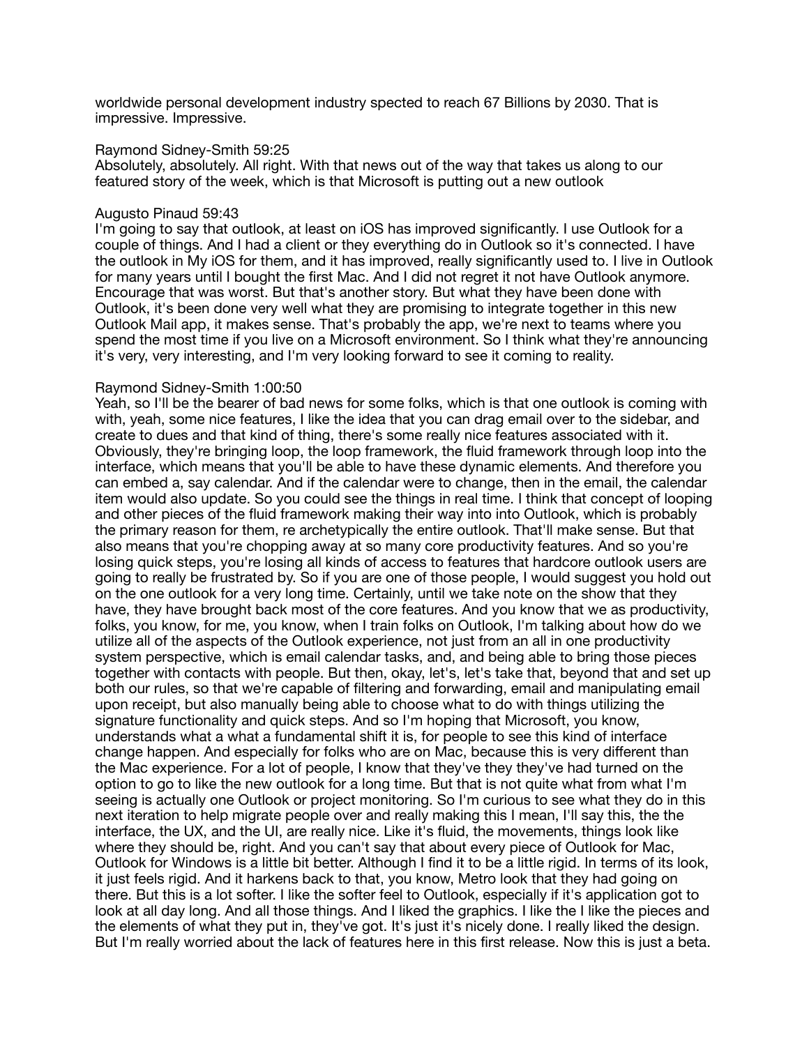worldwide personal development industry spected to reach 67 Billions by 2030. That is impressive. Impressive.

Raymond Sidney-Smith 59:25
Absolutely, absolutely. All right. With that news out of the way that takes us along to our featured story of the week, which is that Microsoft is putting out a new outlook

Augusto Pinaud 59:43
I'm going to say that outlook, at least on iOS has improved significantly. I use Outlook for a couple of things. And I had a client or they everything do in Outlook so it's connected. I have the outlook in My iOS for them, and it has improved, really significantly used to. I live in Outlook for many years until I bought the first Mac. And I did not regret it not have Outlook anymore. Encourage that was worst. But that's another story. But what they have been done with Outlook, it's been done very well what they are promising to integrate together in this new Outlook Mail app, it makes sense. That's probably the app, we're next to teams where you spend the most time if you live on a Microsoft environment. So I think what they're announcing it's very, very interesting, and I'm very looking forward to see it coming to reality.

Raymond Sidney-Smith 1:00:50
Yeah, so I'll be the bearer of bad news for some folks, which is that one outlook is coming with with, yeah, some nice features, I like the idea that you can drag email over to the sidebar, and create to dues and that kind of thing, there's some really nice features associated with it. Obviously, they're bringing loop, the loop framework, the fluid framework through loop into the interface, which means that you'll be able to have these dynamic elements. And therefore you can embed a, say calendar. And if the calendar were to change, then in the email, the calendar item would also update. So you could see the things in real time. I think that concept of looping and other pieces of the fluid framework making their way into into Outlook, which is probably the primary reason for them, re archetypically the entire outlook. That'll make sense. But that also means that you're chopping away at so many core productivity features. And so you're losing quick steps, you're losing all kinds of access to features that hardcore outlook users are going to really be frustrated by. So if you are one of those people, I would suggest you hold out on the one outlook for a very long time. Certainly, until we take note on the show that they have, they have brought back most of the core features. And you know that we as productivity, folks, you know, for me, you know, when I train folks on Outlook, I'm talking about how do we utilize all of the aspects of the Outlook experience, not just from an all in one productivity system perspective, which is email calendar tasks, and, and being able to bring those pieces together with contacts with people. But then, okay, let's, let's take that, beyond that and set up both our rules, so that we're capable of filtering and forwarding, email and manipulating email upon receipt, but also manually being able to choose what to do with things utilizing the signature functionality and quick steps. And so I'm hoping that Microsoft, you know, understands what a what a fundamental shift it is, for people to see this kind of interface change happen. And especially for folks who are on Mac, because this is very different than the Mac experience. For a lot of people, I know that they've they they they've had turned on the option to go to like the new outlook for a long time. But that is not quite what from what I'm seeing is actually one Outlook or project monitoring. So I'm curious to see what they do in this next iteration to help migrate people over and really making this I mean, I'll say this, the the interface, the UX, and the UI, are really nice. Like it's fluid, the movements, things look like where they should be, right. And you can't say that about every piece of Outlook for Mac, Outlook for Windows is a little bit better. Although I find it to be a little rigid. In terms of its look, it just feels rigid. And it harkens back to that, you know, Metro look that they had going on there. But this is a lot softer. I like the softer feel to Outlook, especially if it's application got to look at all day long. And all those things. And I liked the graphics. I like the I like the pieces and the elements of what they put in, they've got. It's just it's nicely done. I really liked the design. But I'm really worried about the lack of features here in this first release. Now this is just a beta.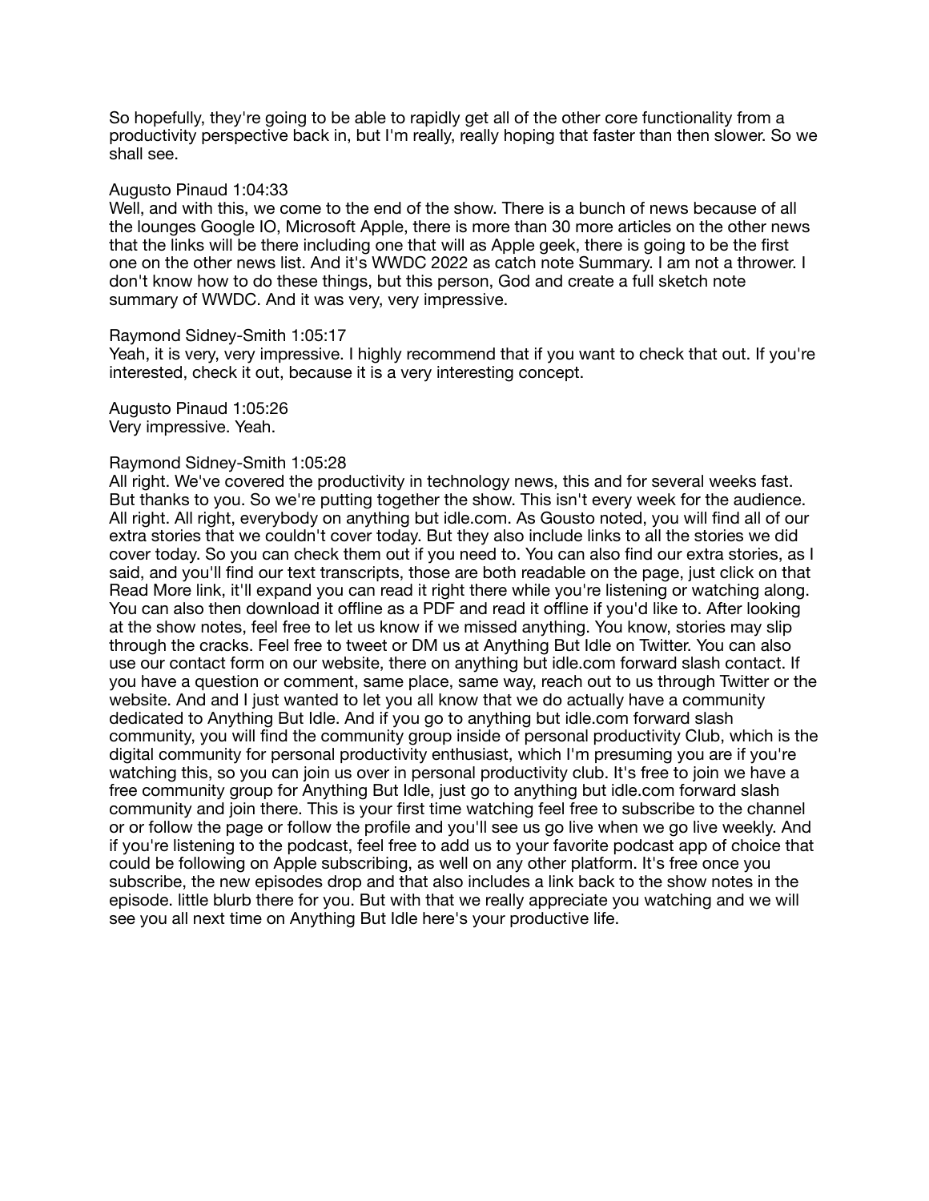So hopefully, they're going to be able to rapidly get all of the other core functionality from a productivity perspective back in, but I'm really, really hoping that faster than then slower. So we shall see.

Augusto Pinaud 1:04:33
Well, and with this, we come to the end of the show. There is a bunch of news because of all the lounges Google IO, Microsoft Apple, there is more than 30 more articles on the other news that the links will be there including one that will as Apple geek, there is going to be the first one on the other news list. And it's WWDC 2022 as catch note Summary. I am not a thrower. I don't know how to do these things, but this person, God and create a full sketch note summary of WWDC. And it was very, very impressive.

Raymond Sidney-Smith 1:05:17
Yeah, it is very, very impressive. I highly recommend that if you want to check that out. If you're interested, check it out, because it is a very interesting concept.

Augusto Pinaud 1:05:26
Very impressive. Yeah.

Raymond Sidney-Smith 1:05:28
All right. We've covered the productivity in technology news, this and for several weeks fast. But thanks to you. So we're putting together the show. This isn't every week for the audience. All right. All right, everybody on anything but idle.com. As Gousto noted, you will find all of our extra stories that we couldn't cover today. But they also include links to all the stories we did cover today. So you can check them out if you need to. You can also find our extra stories, as I said, and you'll find our text transcripts, those are both readable on the page, just click on that Read More link, it'll expand you can read it right there while you're listening or watching along. You can also then download it offline as a PDF and read it offline if you'd like to. After looking at the show notes, feel free to let us know if we missed anything. You know, stories may slip through the cracks. Feel free to tweet or DM us at Anything But Idle on Twitter. You can also use our contact form on our website, there on anything but idle.com forward slash contact. If you have a question or comment, same place, same way, reach out to us through Twitter or the website. And and I just wanted to let you all know that we do actually have a community dedicated to Anything But Idle. And if you go to anything but idle.com forward slash community, you will find the community group inside of personal productivity Club, which is the digital community for personal productivity enthusiast, which I'm presuming you are if you're watching this, so you can join us over in personal productivity club. It's free to join we have a free community group for Anything But Idle, just go to anything but idle.com forward slash community and join there. This is your first time watching feel free to subscribe to the channel or or follow the page or follow the profile and you'll see us go live when we go live weekly. And if you're listening to the podcast, feel free to add us to your favorite podcast app of choice that could be following on Apple subscribing, as well on any other platform. It's free once you subscribe, the new episodes drop and that also includes a link back to the show notes in the episode. little blurb there for you. But with that we really appreciate you watching and we will see you all next time on Anything But Idle here's your productive life.